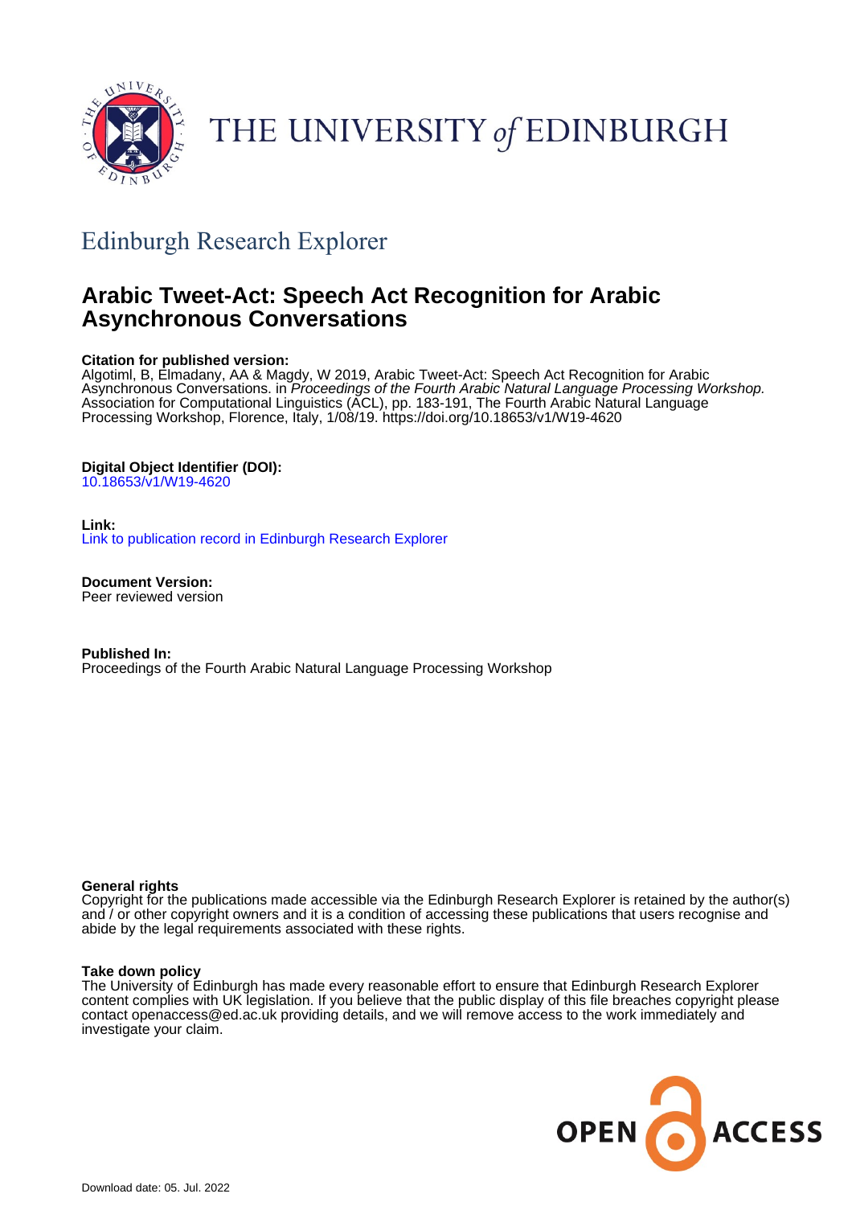THE UNIVERSITY *of* EDINBURGH

## Edinburgh Research Explorer

# Arabic Tweet-Act: Speech Act Recognition for Arabic Asynchronous Conversations

**Citation for published version:**
Algotiml, B, Elmadany, AA & Magdy, W 2019, Arabic Tweet-Act: Speech Act Recognition for Arabic Asynchronous Conversations. in *Proceedings of the Fourth Arabic Natural Language Processing Workshop.* Association for Computational Linguistics (ACL), pp. 183-191, The Fourth Arabic Natural Language Processing Workshop, Florence, Italy, 1/08/19. https://doi.org/10.18653/v1/W19-4620

**Digital Object Identifier (DOI):**
10.18653/v1/W19-4620

**Link:**
Link to publication record in Edinburgh Research Explorer

**Document Version:**
Peer reviewed version

**Published In:**
Proceedings of the Fourth Arabic Natural Language Processing Workshop

**General rights**
Copyright for the publications made accessible via the Edinburgh Research Explorer is retained by the author(s) and / or other copyright owners and it is a condition of accessing these publications that users recognise and abide by the legal requirements associated with these rights.

**Take down policy**
The University of Edinburgh has made every reasonable effort to ensure that Edinburgh Research Explorer content complies with UK legislation. If you believe that the public display of this file breaches copyright please contact openaccess@ed.ac.uk providing details, and we will remove access to the work immediately and investigate your claim.

OPEN ACCESS

Download date: 05. Jul. 2022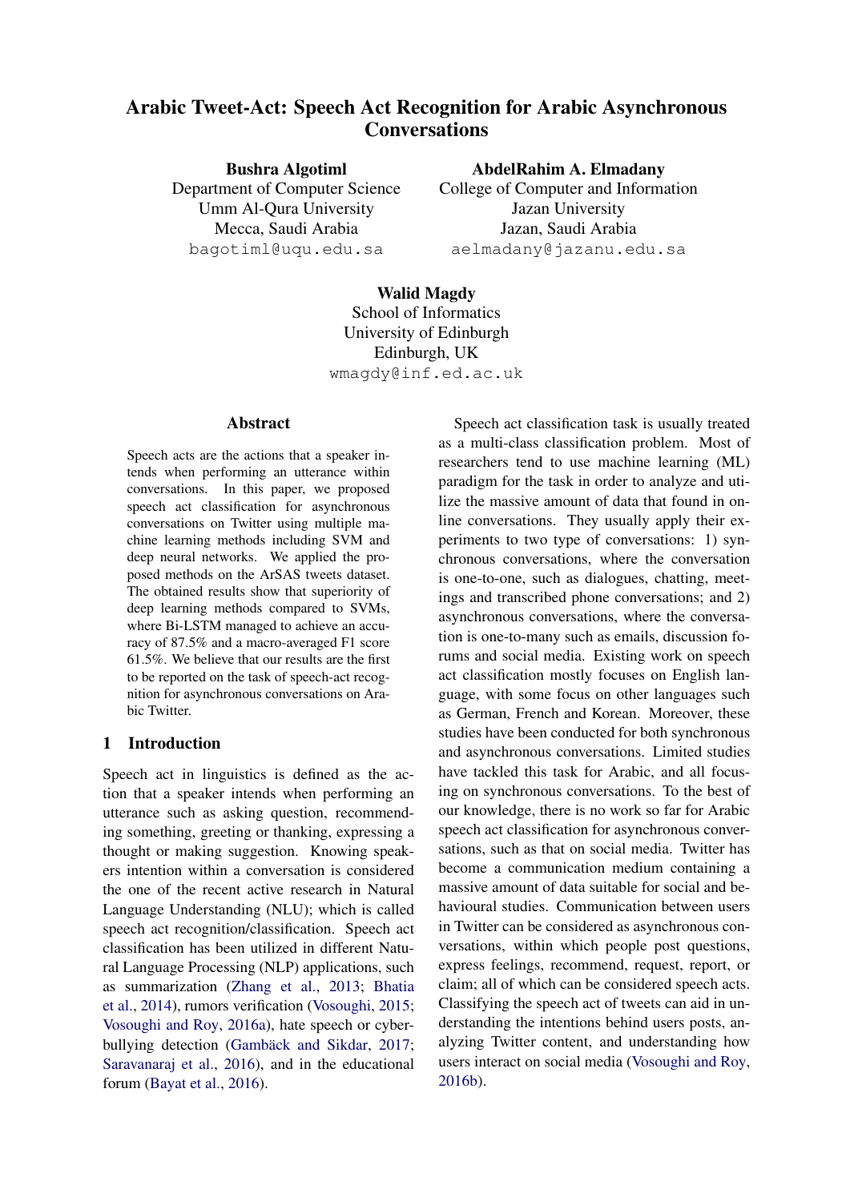# Arabic Tweet-Act: Speech Act Recognition for Arabic Asynchronous Conversations

**Bushra Algotiml**
Department of Computer Science
Umm Al-Qura University
Mecca, Saudi Arabia
bagotiml@uqu.edu.sa

**AbdelRahim A. Elmadany**
College of Computer and Information
Jazan University
Jazan, Saudi Arabia
aelmadany@jazanu.edu.sa

**Walid Magdy**
School of Informatics
University of Edinburgh
Edinburgh, UK
wmagdy@inf.ed.ac.uk

## Abstract

Speech acts are the actions that a speaker intends when performing an utterance within conversations. In this paper, we proposed speech act classification for asynchronous conversations on Twitter using multiple machine learning methods including SVM and deep neural networks. We applied the proposed methods on the ArSAS tweets dataset. The obtained results show that superiority of deep learning methods compared to SVMs, where Bi-LSTM managed to achieve an accuracy of 87.5% and a macro-averaged F1 score 61.5%. We believe that our results are the first to be reported on the task of speech-act recognition for asynchronous conversations on Arabic Twitter.

## 1 Introduction

Speech act in linguistics is defined as the action that a speaker intends when performing an utterance such as asking question, recommending something, greeting or thanking, expressing a thought or making suggestion. Knowing speakers intention within a conversation is considered the one of the recent active research in Natural Language Understanding (NLU); which is called speech act recognition/classification. Speech act classification has been utilized in different Natural Language Processing (NLP) applications, such as summarization (Zhang et al., 2013; Bhatia et al., 2014), rumors verification (Vosoughi, 2015; Vosoughi and Roy, 2016a), hate speech or cyberbullying detection (Gambäck and Sikdar, 2017; Saravanaraj et al., 2016), and in the educational forum (Bayat et al., 2016).

Speech act classification task is usually treated as a multi-class classification problem. Most of researchers tend to use machine learning (ML) paradigm for the task in order to analyze and utilize the massive amount of data that found in online conversations. They usually apply their experiments to two type of conversations: 1) synchronous conversations, where the conversation is one-to-one, such as dialogues, chatting, meetings and transcribed phone conversations; and 2) asynchronous conversations, where the conversation is one-to-many such as emails, discussion forums and social media. Existing work on speech act classification mostly focuses on English language, with some focus on other languages such as German, French and Korean. Moreover, these studies have been conducted for both synchronous and asynchronous conversations. Limited studies have tackled this task for Arabic, and all focusing on synchronous conversations. To the best of our knowledge, there is no work so far for Arabic speech act classification for asynchronous conversations, such as that on social media. Twitter has become a communication medium containing a massive amount of data suitable for social and behavioural studies. Communication between users in Twitter can be considered as asynchronous conversations, within which people post questions, express feelings, recommend, request, report, or claim; all of which can be considered speech acts. Classifying the speech act of tweets can aid in understanding the intentions behind users posts, analyzing Twitter content, and understanding how users interact on social media (Vosoughi and Roy, 2016b).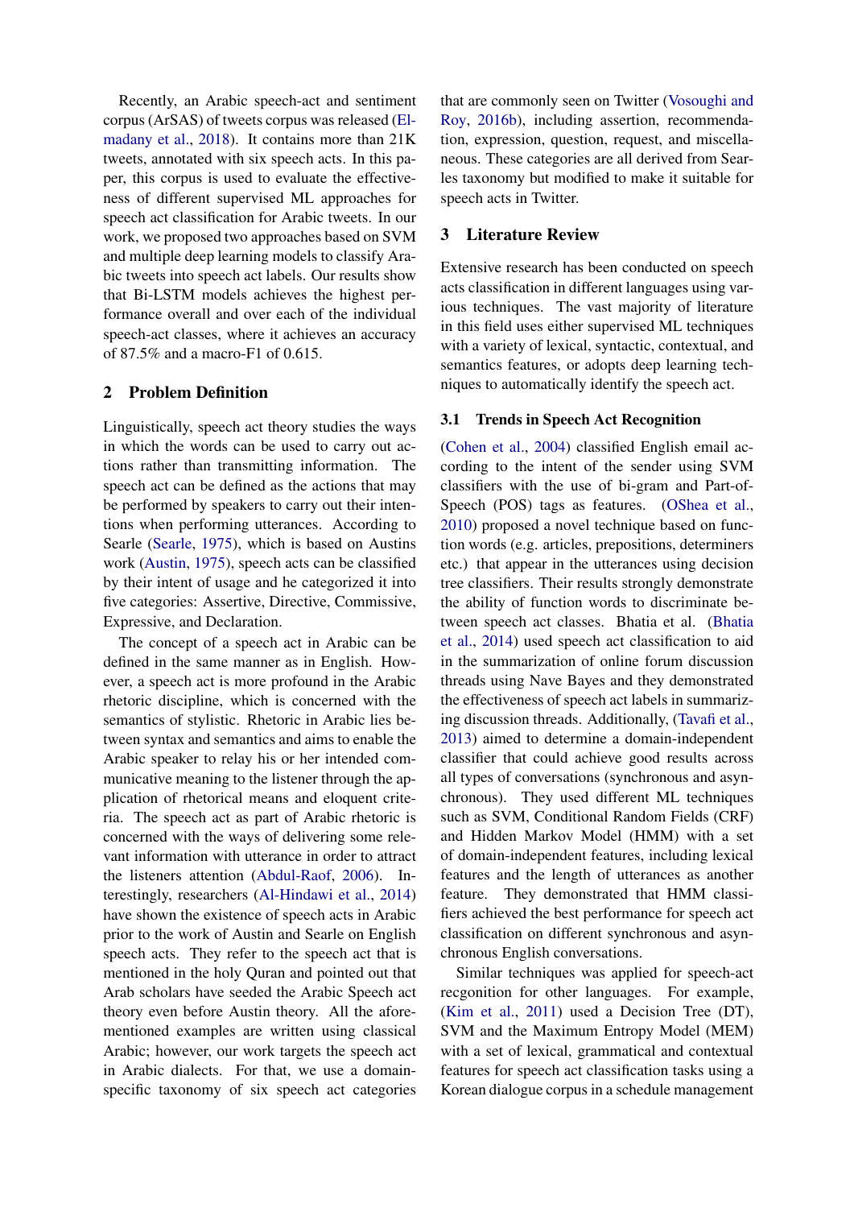Recently, an Arabic speech-act and sentiment corpus (ArSAS) of tweets corpus was released (Elmadany et al., 2018). It contains more than 21K tweets, annotated with six speech acts. In this paper, this corpus is used to evaluate the effectiveness of different supervised ML approaches for speech act classification for Arabic tweets. In our work, we proposed two approaches based on SVM and multiple deep learning models to classify Arabic tweets into speech act labels. Our results show that Bi-LSTM models achieves the highest performance overall and over each of the individual speech-act classes, where it achieves an accuracy of 87.5% and a macro-F1 of 0.615.

## 2 Problem Definition

Linguistically, speech act theory studies the ways in which the words can be used to carry out actions rather than transmitting information. The speech act can be defined as the actions that may be performed by speakers to carry out their intentions when performing utterances. According to Searle (Searle, 1975), which is based on Austins work (Austin, 1975), speech acts can be classified by their intent of usage and he categorized it into five categories: Assertive, Directive, Commissive, Expressive, and Declaration.

The concept of a speech act in Arabic can be defined in the same manner as in English. However, a speech act is more profound in the Arabic rhetoric discipline, which is concerned with the semantics of stylistic. Rhetoric in Arabic lies between syntax and semantics and aims to enable the Arabic speaker to relay his or her intended communicative meaning to the listener through the application of rhetorical means and eloquent criteria. The speech act as part of Arabic rhetoric is concerned with the ways of delivering some relevant information with utterance in order to attract the listeners attention (Abdul-Raof, 2006). Interestingly, researchers (Al-Hindawi et al., 2014) have shown the existence of speech acts in Arabic prior to the work of Austin and Searle on English speech acts. They refer to the speech act that is mentioned in the holy Quran and pointed out that Arab scholars have seeded the Arabic Speech act theory even before Austin theory. All the aforementioned examples are written using classical Arabic; however, our work targets the speech act in Arabic dialects. For that, we use a domain-specific taxonomy of six speech act categories that are commonly seen on Twitter (Vosoughi and Roy, 2016b), including assertion, recommendation, expression, question, request, and miscellaneous. These categories are all derived from Searles taxonomy but modified to make it suitable for speech acts in Twitter.

## 3 Literature Review

Extensive research has been conducted on speech acts classification in different languages using various techniques. The vast majority of literature in this field uses either supervised ML techniques with a variety of lexical, syntactic, contextual, and semantics features, or adopts deep learning techniques to automatically identify the speech act.

### 3.1 Trends in Speech Act Recognition

(Cohen et al., 2004) classified English email according to the intent of the sender using SVM classifiers with the use of bi-gram and Part-of-Speech (POS) tags as features. (OShea et al., 2010) proposed a novel technique based on function words (e.g. articles, prepositions, determiners etc.) that appear in the utterances using decision tree classifiers. Their results strongly demonstrate the ability of function words to discriminate between speech act classes. Bhatia et al. (Bhatia et al., 2014) used speech act classification to aid in the summarization of online forum discussion threads using Nave Bayes and they demonstrated the effectiveness of speech act labels in summarizing discussion threads. Additionally, (Tavafi et al., 2013) aimed to determine a domain-independent classifier that could achieve good results across all types of conversations (synchronous and asynchronous). They used different ML techniques such as SVM, Conditional Random Fields (CRF) and Hidden Markov Model (HMM) with a set of domain-independent features, including lexical features and the length of utterances as another feature. They demonstrated that HMM classifiers achieved the best performance for speech act classification on different synchronous and asynchronous English conversations.

Similar techniques was applied for speech-act recgonition for other languages. For example, (Kim et al., 2011) used a Decision Tree (DT), SVM and the Maximum Entropy Model (MEM) with a set of lexical, grammatical and contextual features for speech act classification tasks using a Korean dialogue corpus in a schedule management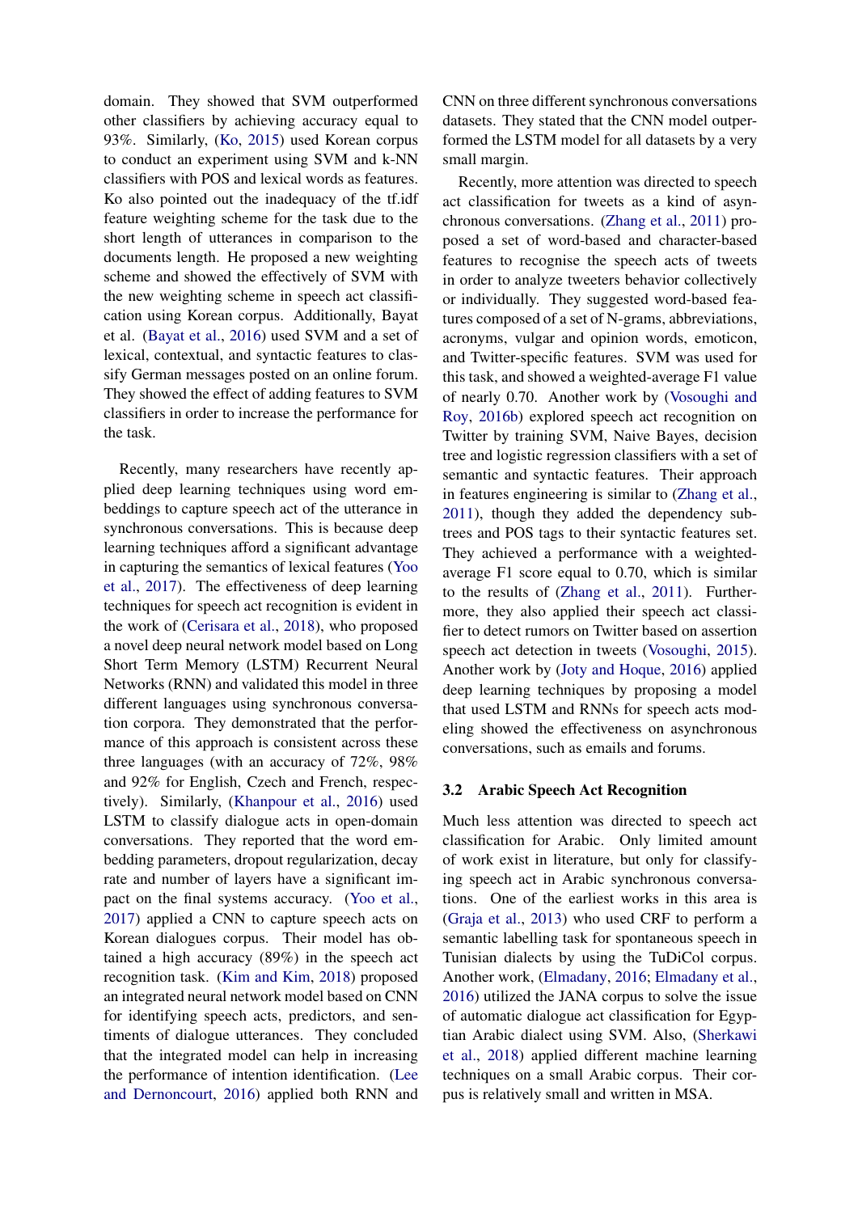domain. They showed that SVM outperformed other classifiers by achieving accuracy equal to 93%. Similarly, (Ko, 2015) used Korean corpus to conduct an experiment using SVM and k-NN classifiers with POS and lexical words as features. Ko also pointed out the inadequacy of the tf.idf feature weighting scheme for the task due to the short length of utterances in comparison to the documents length. He proposed a new weighting scheme and showed the effectively of SVM with the new weighting scheme in speech act classification using Korean corpus. Additionally, Bayat et al. (Bayat et al., 2016) used SVM and a set of lexical, contextual, and syntactic features to classify German messages posted on an online forum. They showed the effect of adding features to SVM classifiers in order to increase the performance for the task.

Recently, many researchers have recently applied deep learning techniques using word embeddings to capture speech act of the utterance in synchronous conversations. This is because deep learning techniques afford a significant advantage in capturing the semantics of lexical features (Yoo et al., 2017). The effectiveness of deep learning techniques for speech act recognition is evident in the work of (Cerisara et al., 2018), who proposed a novel deep neural network model based on Long Short Term Memory (LSTM) Recurrent Neural Networks (RNN) and validated this model in three different languages using synchronous conversation corpora. They demonstrated that the performance of this approach is consistent across these three languages (with an accuracy of 72%, 98% and 92% for English, Czech and French, respectively). Similarly, (Khanpour et al., 2016) used LSTM to classify dialogue acts in open-domain conversations. They reported that the word embedding parameters, dropout regularization, decay rate and number of layers have a significant impact on the final systems accuracy. (Yoo et al., 2017) applied a CNN to capture speech acts on Korean dialogues corpus. Their model has obtained a high accuracy (89%) in the speech act recognition task. (Kim and Kim, 2018) proposed an integrated neural network model based on CNN for identifying speech acts, predictors, and sentiments of dialogue utterances. They concluded that the integrated model can help in increasing the performance of intention identification. (Lee and Dernoncourt, 2016) applied both RNN and CNN on three different synchronous conversations datasets. They stated that the CNN model outperformed the LSTM model for all datasets by a very small margin.

Recently, more attention was directed to speech act classification for tweets as a kind of asynchronous conversations. (Zhang et al., 2011) proposed a set of word-based and character-based features to recognise the speech acts of tweets in order to analyze tweeters behavior collectively or individually. They suggested word-based features composed of a set of N-grams, abbreviations, acronyms, vulgar and opinion words, emoticon, and Twitter-specific features. SVM was used for this task, and showed a weighted-average F1 value of nearly 0.70. Another work by (Vosoughi and Roy, 2016b) explored speech act recognition on Twitter by training SVM, Naive Bayes, decision tree and logistic regression classifiers with a set of semantic and syntactic features. Their approach in features engineering is similar to (Zhang et al., 2011), though they added the dependency subtrees and POS tags to their syntactic features set. They achieved a performance with a weighted-average F1 score equal to 0.70, which is similar to the results of (Zhang et al., 2011). Furthermore, they also applied their speech act classifier to detect rumors on Twitter based on assertion speech act detection in tweets (Vosoughi, 2015). Another work by (Joty and Hoque, 2016) applied deep learning techniques by proposing a model that used LSTM and RNNs for speech acts modeling showed the effectiveness on asynchronous conversations, such as emails and forums.

### 3.2 Arabic Speech Act Recognition

Much less attention was directed to speech act classification for Arabic. Only limited amount of work exist in literature, but only for classifying speech act in Arabic synchronous conversations. One of the earliest works in this area is (Graja et al., 2013) who used CRF to perform a semantic labelling task for spontaneous speech in Tunisian dialects by using the TuDiCol corpus. Another work, (Elmadany, 2016; Elmadany et al., 2016) utilized the JANA corpus to solve the issue of automatic dialogue act classification for Egyptian Arabic dialect using SVM. Also, (Sherkawi et al., 2018) applied different machine learning techniques on a small Arabic corpus. Their corpus is relatively small and written in MSA.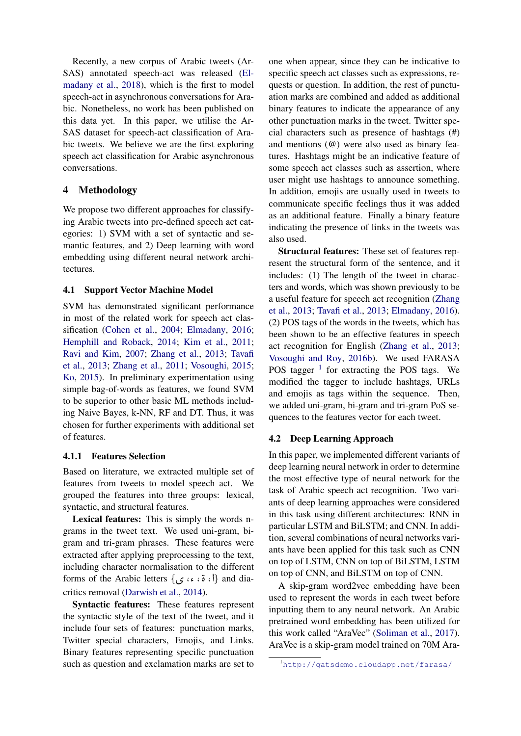Recently, a new corpus of Arabic tweets (ArSAS) annotated speech-act was released (Elmadany et al., 2018), which is the first to model speech-act in asynchronous conversations for Arabic. Nonetheless, no work has been published on this data yet. In this paper, we utilise the ArSAS dataset for speech-act classification of Arabic tweets. We believe we are the first exploring speech act classification for Arabic asynchronous conversations.

## 4 Methodology

We propose two different approaches for classifying Arabic tweets into pre-defined speech act categories: 1) SVM with a set of syntactic and semantic features, and 2) Deep learning with word embedding using different neural network architectures.

### 4.1 Support Vector Machine Model

SVM has demonstrated significant performance in most of the related work for speech act classification (Cohen et al., 2004; Elmadany, 2016; Hemphill and Roback, 2014; Kim et al., 2011; Ravi and Kim, 2007; Zhang et al., 2013; Tavafi et al., 2013; Zhang et al., 2011; Vosoughi, 2015; Ko, 2015). In preliminary experimentation using simple bag-of-words as features, we found SVM to be superior to other basic ML methods including Naive Bayes, k-NN, RF and DT. Thus, it was chosen for further experiments with additional set of features.

#### 4.1.1 Features Selection

Based on literature, we extracted multiple set of features from tweets to model speech act. We grouped the features into three groups: lexical, syntactic, and structural features.

**Lexical features:** This is simply the words n-grams in the tweet text. We used uni-gram, bi-gram and tri-gram phrases. These features were extracted after applying preprocessing to the text, including character normalisation to the different forms of the Arabic letters {ا، ة، ء، ى} and diacritics removal (Darwish et al., 2014).

**Syntactic features:** These features represent the syntactic style of the text of the tweet, and it include four sets of features: punctuation marks, Twitter special characters, Emojis, and Links. Binary features representing specific punctuation such as question and exclamation marks are set to one when appear, since they can be indicative to specific speech act classes such as expressions, requests or question. In addition, the rest of punctuation marks are combined and added as additional binary features to indicate the appearance of any other punctuation marks in the tweet. Twitter special characters such as presence of hashtags (#) and mentions (@) were also used as binary features. Hashtags might be an indicative feature of some speech act classes such as assertion, where user might use hashtags to announce something. In addition, emojis are usually used in tweets to communicate specific feelings thus it was added as an additional feature. Finally a binary feature indicating the presence of links in the tweets was also used.

**Structural features:** These set of features represent the structural form of the sentence, and it includes: (1) The length of the tweet in characters and words, which was shown previously to be a useful feature for speech act recognition (Zhang et al., 2013; Tavafi et al., 2013; Elmadany, 2016). (2) POS tags of the words in the tweets, which has been shown to be an effective features in speech act recognition for English (Zhang et al., 2013; Vosoughi and Roy, 2016b). We used FARASA POS tagger [1] for extracting the POS tags. We modified the tagger to include hashtags, URLs and emojis as tags within the sequence. Then, we added uni-gram, bi-gram and tri-gram PoS sequences to the features vector for each tweet.

### 4.2 Deep Learning Approach

In this paper, we implemented different variants of deep learning neural network in order to determine the most effective type of neural network for the task of Arabic speech act recognition. Two variants of deep learning approaches were considered in this task using different architectures: RNN in particular LSTM and BiLSTM; and CNN. In addition, several combinations of neural networks variants have been applied for this task such as CNN on top of LSTM, CNN on top of BiLSTM, LSTM on top of CNN, and BiLSTM on top of CNN.

A skip-gram word2vec embedding have been used to represent the words in each tweet before inputting them to any neural network. An Arabic pretrained word embedding has been utilized for this work called "AraVec" (Soliman et al., 2017). AraVec is a skip-gram model trained on 70M Ara-

[1] http://qatsdemo.cloudapp.net/farasa/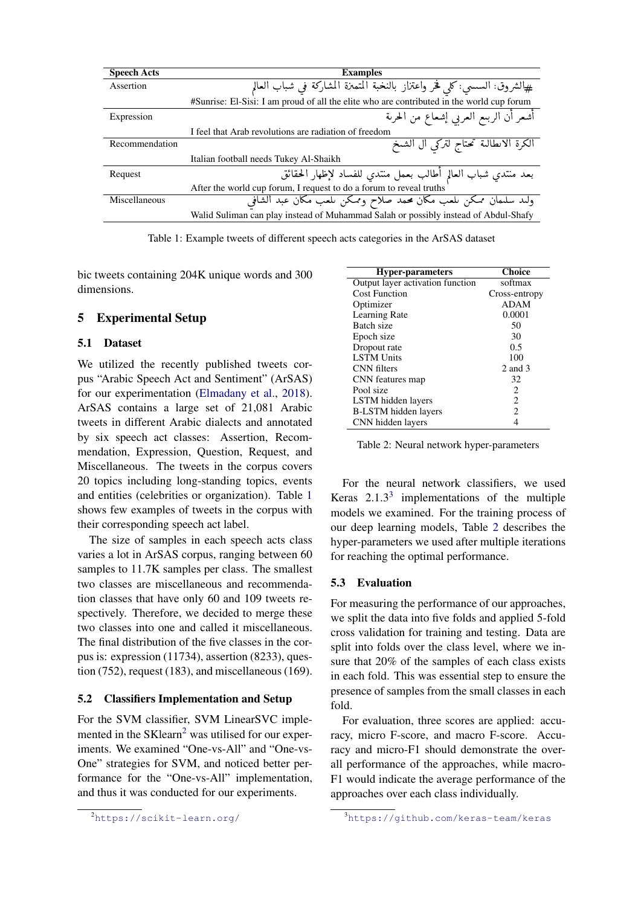| Speech Acts | Examples |
|---|---|
| Assertion | #الشروق: السيسي: كلي فخر واعتزاز بالنخبة المتميزة المشاركة في شباب العالم |
| | #Sunrise: El-Sisi: I am proud of all the elite who are contributed in the world cup forum |
| Expression | أشعر أن الربع العربي إشعاع من الحرية |
| | I feel that Arab revolutions are radiation of freedom |
| Recommendation | الكرة الايطالية تحتاج لتركي ال الشخ |
| | Italian football needs Tukey Al-Shaikh |
| Request | بعد منتدي شباب العالم أطالب بعمل منتدي للفساد لإظهار الحقائق |
| | After the world cup forum, I request to do a forum to reveal truths |
| Miscellaneous | وليد سليمان ممكن يلعب مكان محمد صلاح وممكن يلعب مكان عبد الشافي |
| | Walid Suliman can play instead of Muhammad Salah or possibly instead of Abdul-Shafy |

Table 1: Example tweets of different speech acts categories in the ArSAS dataset

bic tweets containing 204K unique words and 300 dimensions.

## 5 Experimental Setup

### 5.1 Dataset

We utilized the recently published tweets corpus "Arabic Speech Act and Sentiment" (ArSAS) for our experimentation (Elmadany et al., 2018). ArSAS contains a large set of 21,081 Arabic tweets in different Arabic dialects and annotated by six speech act classes: Assertion, Recommendation, Expression, Question, Request, and Miscellaneous. The tweets in the corpus covers 20 topics including long-standing topics, events and entities (celebrities or organization). Table 1 shows few examples of tweets in the corpus with their corresponding speech act label.

The size of samples in each speech acts class varies a lot in ArSAS corpus, ranging between 60 samples to 11.7K samples per class. The smallest two classes are miscellaneous and recommendation classes that have only 60 and 109 tweets respectively. Therefore, we decided to merge these two classes into one and called it miscellaneous. The final distribution of the five classes in the corpus is: expression (11734), assertion (8233), question (752), request (183), and miscellaneous (169).

### 5.2 Classifiers Implementation and Setup

For the SVM classifier, SVM LinearSVC implemented in the SKlearn[2] was utilised for our experiments. We examined "One-vs-All" and "One-vs-One" strategies for SVM, and noticed better performance for the "One-vs-All" implementation, and thus it was conducted for our experiments.

[2]https://scikit-learn.org/

| Hyper-parameters | Choice |
|---|---|
| Output layer activation function | softmax |
| Cost Function | Cross-entropy |
| Optimizer | ADAM |
| Learning Rate | 0.0001 |
| Batch size | 50 |
| Epoch size | 30 |
| Dropout rate | 0.5 |
| LSTM Units | 100 |
| CNN filters | 2 and 3 |
| CNN features map | 32 |
| Pool size | 2 |
| LSTM hidden layers | 2 |
| B-LSTM hidden layers | 2 |
| CNN hidden layers | 4 |

Table 2: Neural network hyper-parameters

For the neural network classifiers, we used Keras 2.1.3[3] implementations of the multiple models we examined. For the training process of our deep learning models, Table 2 describes the hyper-parameters we used after multiple iterations for reaching the optimal performance.

### 5.3 Evaluation

For measuring the performance of our approaches, we split the data into five folds and applied 5-fold cross validation for training and testing. Data are split into folds over the class level, where we insure that 20% of the samples of each class exists in each fold. This was essential step to ensure the presence of samples from the small classes in each fold.

For evaluation, three scores are applied: accuracy, micro F-score, and macro F-score. Accuracy and micro-F1 should demonstrate the overall performance of the approaches, while macro-F1 would indicate the average performance of the approaches over each class individually.

[3]https://github.com/keras-team/keras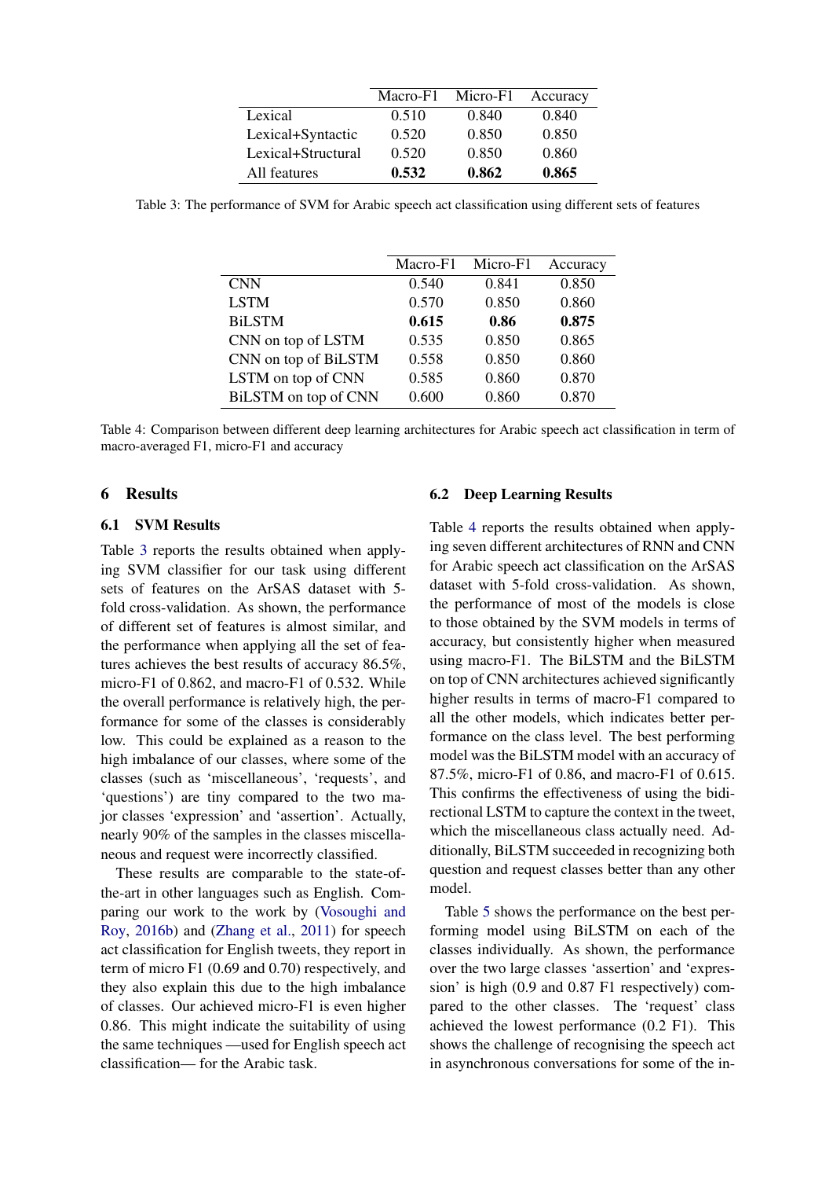|  | Macro-F1 | Micro-F1 | Accuracy |
|---|---|---|---|
| Lexical | 0.510 | 0.840 | 0.840 |
| Lexical+Syntactic | 0.520 | 0.850 | 0.850 |
| Lexical+Structural | 0.520 | 0.850 | 0.860 |
| All features | **0.532** | **0.862** | **0.865** |

Table 3: The performance of SVM for Arabic speech act classification using different sets of features

|  | Macro-F1 | Micro-F1 | Accuracy |
|---|---|---|---|
| CNN | 0.540 | 0.841 | 0.850 |
| LSTM | 0.570 | 0.850 | 0.860 |
| BiLSTM | **0.615** | **0.86** | **0.875** |
| CNN on top of LSTM | 0.535 | 0.850 | 0.865 |
| CNN on top of BiLSTM | 0.558 | 0.850 | 0.860 |
| LSTM on top of CNN | 0.585 | 0.860 | 0.870 |
| BiLSTM on top of CNN | 0.600 | 0.860 | 0.870 |

Table 4: Comparison between different deep learning architectures for Arabic speech act classification in term of macro-averaged F1, micro-F1 and accuracy

## 6 Results

### 6.1 SVM Results

Table 3 reports the results obtained when applying SVM classifier for our task using different sets of features on the ArSAS dataset with 5-fold cross-validation. As shown, the performance of different set of features is almost similar, and the performance when applying all the set of features achieves the best results of accuracy 86.5%, micro-F1 of 0.862, and macro-F1 of 0.532. While the overall performance is relatively high, the performance for some of the classes is considerably low. This could be explained as a reason to the high imbalance of our classes, where some of the classes (such as 'miscellaneous', 'requests', and 'questions') are tiny compared to the two major classes 'expression' and 'assertion'. Actually, nearly 90% of the samples in the classes miscellaneous and request were incorrectly classified.

These results are comparable to the state-of-the-art in other languages such as English. Comparing our work to the work by (Vosoughi and Roy, 2016b) and (Zhang et al., 2011) for speech act classification for English tweets, they report in term of micro F1 (0.69 and 0.70) respectively, and they also explain this due to the high imbalance of classes. Our achieved micro-F1 is even higher 0.86. This might indicate the suitability of using the same techniques —used for English speech act classification— for the Arabic task.

### 6.2 Deep Learning Results

Table 4 reports the results obtained when applying seven different architectures of RNN and CNN for Arabic speech act classification on the ArSAS dataset with 5-fold cross-validation. As shown, the performance of most of the models is close to those obtained by the SVM models in terms of accuracy, but consistently higher when measured using macro-F1. The BiLSTM and the BiLSTM on top of CNN architectures achieved significantly higher results in terms of macro-F1 compared to all the other models, which indicates better performance on the class level. The best performing model was the BiLSTM model with an accuracy of 87.5%, micro-F1 of 0.86, and macro-F1 of 0.615. This confirms the effectiveness of using the bidirectional LSTM to capture the context in the tweet, which the miscellaneous class actually need. Additionally, BiLSTM succeeded in recognizing both question and request classes better than any other model.

Table 5 shows the performance on the best performing model using BiLSTM on each of the classes individually. As shown, the performance over the two large classes 'assertion' and 'expression' is high (0.9 and 0.87 F1 respectively) compared to the other classes. The 'request' class achieved the lowest performance (0.2 F1). This shows the challenge of recognising the speech act in asynchronous conversations for some of the in-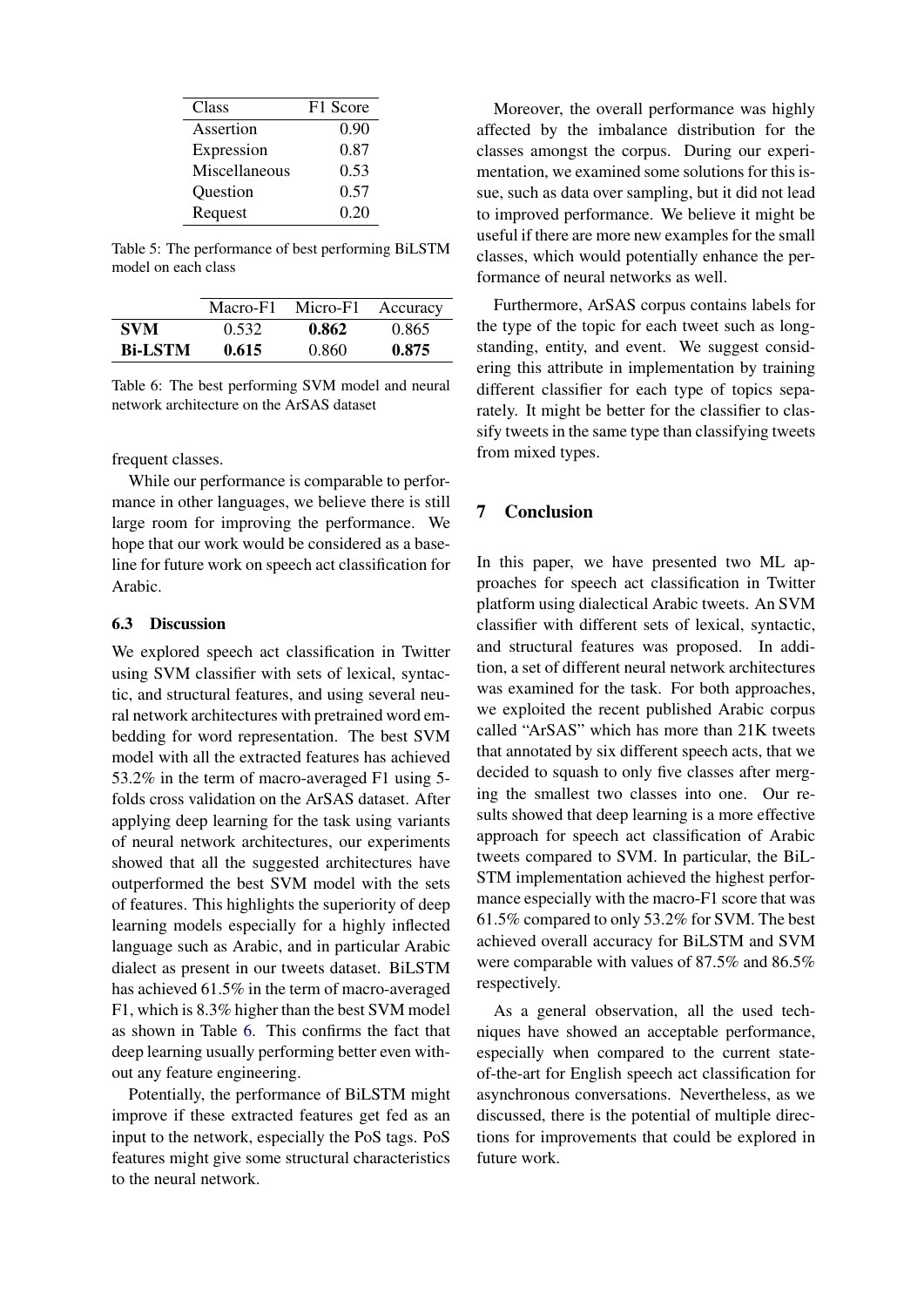| Class | F1 Score |
|---|---|
| Assertion | 0.90 |
| Expression | 0.87 |
| Miscellaneous | 0.53 |
| Question | 0.57 |
| Request | 0.20 |

Table 5: The performance of best performing BiLSTM model on each class

| | Macro-F1 | Micro-F1 | Accuracy |
|---|---|---|---|
| **SVM** | 0.532 | **0.862** | 0.865 |
| **Bi-LSTM** | **0.615** | 0.860 | **0.875** |

Table 6: The best performing SVM model and neural network architecture on the ArSAS dataset

frequent classes.

While our performance is comparable to performance in other languages, we believe there is still large room for improving the performance. We hope that our work would be considered as a baseline for future work on speech act classification for Arabic.

### 6.3 Discussion

We explored speech act classification in Twitter using SVM classifier with sets of lexical, syntactic, and structural features, and using several neural network architectures with pretrained word embedding for word representation. The best SVM model with all the extracted features has achieved 53.2% in the term of macro-averaged F1 using 5-folds cross validation on the ArSAS dataset. After applying deep learning for the task using variants of neural network architectures, our experiments showed that all the suggested architectures have outperformed the best SVM model with the sets of features. This highlights the superiority of deep learning models especially for a highly inflected language such as Arabic, and in particular Arabic dialect as present in our tweets dataset. BiLSTM has achieved 61.5% in the term of macro-averaged F1, which is 8.3% higher than the best SVM model as shown in Table 6. This confirms the fact that deep learning usually performing better even without any feature engineering.

Potentially, the performance of BiLSTM might improve if these extracted features get fed as an input to the network, especially the PoS tags. PoS features might give some structural characteristics to the neural network.

Moreover, the overall performance was highly affected by the imbalance distribution for the classes amongst the corpus. During our experimentation, we examined some solutions for this issue, such as data over sampling, but it did not lead to improved performance. We believe it might be useful if there are more new examples for the small classes, which would potentially enhance the performance of neural networks as well.

Furthermore, ArSAS corpus contains labels for the type of the topic for each tweet such as long-standing, entity, and event. We suggest considering this attribute in implementation by training different classifier for each type of topics separately. It might be better for the classifier to classify tweets in the same type than classifying tweets from mixed types.

## 7 Conclusion

In this paper, we have presented two ML approaches for speech act classification in Twitter platform using dialectical Arabic tweets. An SVM classifier with different sets of lexical, syntactic, and structural features was proposed. In addition, a set of different neural network architectures was examined for the task. For both approaches, we exploited the recent published Arabic corpus called "ArSAS" which has more than 21K tweets that annotated by six different speech acts, that we decided to squash to only five classes after merging the smallest two classes into one. Our results showed that deep learning is a more effective approach for speech act classification of Arabic tweets compared to SVM. In particular, the BiLSTM implementation achieved the highest performance especially with the macro-F1 score that was 61.5% compared to only 53.2% for SVM. The best achieved overall accuracy for BiLSTM and SVM were comparable with values of 87.5% and 86.5% respectively.

As a general observation, all the used techniques have showed an acceptable performance, especially when compared to the current state-of-the-art for English speech act classification for asynchronous conversations. Nevertheless, as we discussed, there is the potential of multiple directions for improvements that could be explored in future work.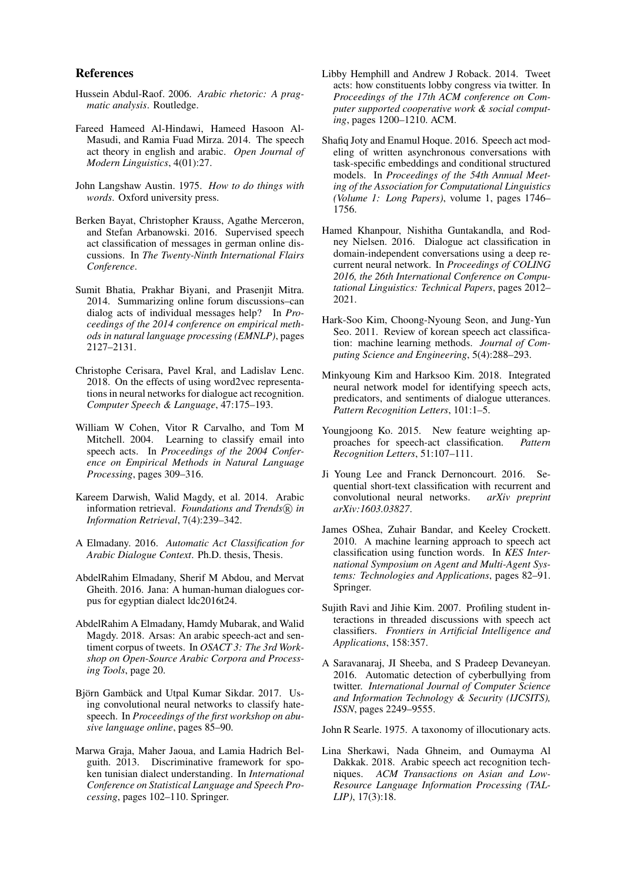## References

Hussein Abdul-Raof. 2006. *Arabic rhetoric: A pragmatic analysis*. Routledge.

Fareed Hameed Al-Hindawi, Hameed Hasoon Al-Masudi, and Ramia Fuad Mirza. 2014. The speech act theory in english and arabic. *Open Journal of Modern Linguistics*, 4(01):27.

John Langshaw Austin. 1975. *How to do things with words*. Oxford university press.

Berken Bayat, Christopher Krauss, Agathe Merceron, and Stefan Arbanowski. 2016. Supervised speech act classification of messages in german online discussions. In *The Twenty-Ninth International Flairs Conference*.

Sumit Bhatia, Prakhar Biyani, and Prasenjit Mitra. 2014. Summarizing online forum discussions–can dialog acts of individual messages help? In *Proceedings of the 2014 conference on empirical methods in natural language processing (EMNLP)*, pages 2127–2131.

Christophe Cerisara, Pavel Kral, and Ladislav Lenc. 2018. On the effects of using word2vec representations in neural networks for dialogue act recognition. *Computer Speech & Language*, 47:175–193.

William W Cohen, Vitor R Carvalho, and Tom M Mitchell. 2004. Learning to classify email into speech acts. In *Proceedings of the 2004 Conference on Empirical Methods in Natural Language Processing*, pages 309–316.

Kareem Darwish, Walid Magdy, et al. 2014. Arabic information retrieval. *Foundations and Trends® in Information Retrieval*, 7(4):239–342.

A Elmadany. 2016. *Automatic Act Classification for Arabic Dialogue Context*. Ph.D. thesis, Thesis.

AbdelRahim Elmadany, Sherif M Abdou, and Mervat Gheith. 2016. Jana: A human-human dialogues corpus for egyptian dialect ldc2016t24.

AbdelRahim A Elmadany, Hamdy Mubarak, and Walid Magdy. 2018. Arsas: An arabic speech-act and sentiment corpus of tweets. In *OSACT 3: The 3rd Workshop on Open-Source Arabic Corpora and Processing Tools*, page 20.

Björn Gambäck and Utpal Kumar Sikdar. 2017. Using convolutional neural networks to classify hate-speech. In *Proceedings of the first workshop on abusive language online*, pages 85–90.

Marwa Graja, Maher Jaoua, and Lamia Hadrich Belguith. 2013. Discriminative framework for spoken tunisian dialect understanding. In *International Conference on Statistical Language and Speech Processing*, pages 102–110. Springer.

Libby Hemphill and Andrew J Roback. 2014. Tweet acts: how constituents lobby congress via twitter. In *Proceedings of the 17th ACM conference on Computer supported cooperative work & social computing*, pages 1200–1210. ACM.

Shafiq Joty and Enamul Hoque. 2016. Speech act modeling of written asynchronous conversations with task-specific embeddings and conditional structured models. In *Proceedings of the 54th Annual Meeting of the Association for Computational Linguistics (Volume 1: Long Papers)*, volume 1, pages 1746–1756.

Hamed Khanpour, Nishitha Guntakandla, and Rodney Nielsen. 2016. Dialogue act classification in domain-independent conversations using a deep recurrent neural network. In *Proceedings of COLING 2016, the 26th International Conference on Computational Linguistics: Technical Papers*, pages 2012–2021.

Hark-Soo Kim, Choong-Nyoung Seon, and Jung-Yun Seo. 2011. Review of korean speech act classification: machine learning methods. *Journal of Computing Science and Engineering*, 5(4):288–293.

Minkyoung Kim and Harksoo Kim. 2018. Integrated neural network model for identifying speech acts, predicators, and sentiments of dialogue utterances. *Pattern Recognition Letters*, 101:1–5.

Youngjoong Ko. 2015. New feature weighting approaches for speech-act classification. *Pattern Recognition Letters*, 51:107–111.

Ji Young Lee and Franck Dernoncourt. 2016. Sequential short-text classification with recurrent and convolutional neural networks. *arXiv preprint arXiv:1603.03827*.

James OShea, Zuhair Bandar, and Keeley Crockett. 2010. A machine learning approach to speech act classification using function words. In *KES International Symposium on Agent and Multi-Agent Systems: Technologies and Applications*, pages 82–91. Springer.

Sujith Ravi and Jihie Kim. 2007. Profiling student interactions in threaded discussions with speech act classifiers. *Frontiers in Artificial Intelligence and Applications*, 158:357.

A Saravanaraj, JI Sheeba, and S Pradeep Devaneyan. 2016. Automatic detection of cyberbullying from twitter. *International Journal of Computer Science and Information Technology & Security (IJCSITS), ISSN*, pages 2249–9555.

John R Searle. 1975. A taxonomy of illocutionary acts.

Lina Sherkawi, Nada Ghneim, and Oumayma Al Dakkak. 2018. Arabic speech act recognition techniques. *ACM Transactions on Asian and Low-Resource Language Information Processing (TALLIP)*, 17(3):18.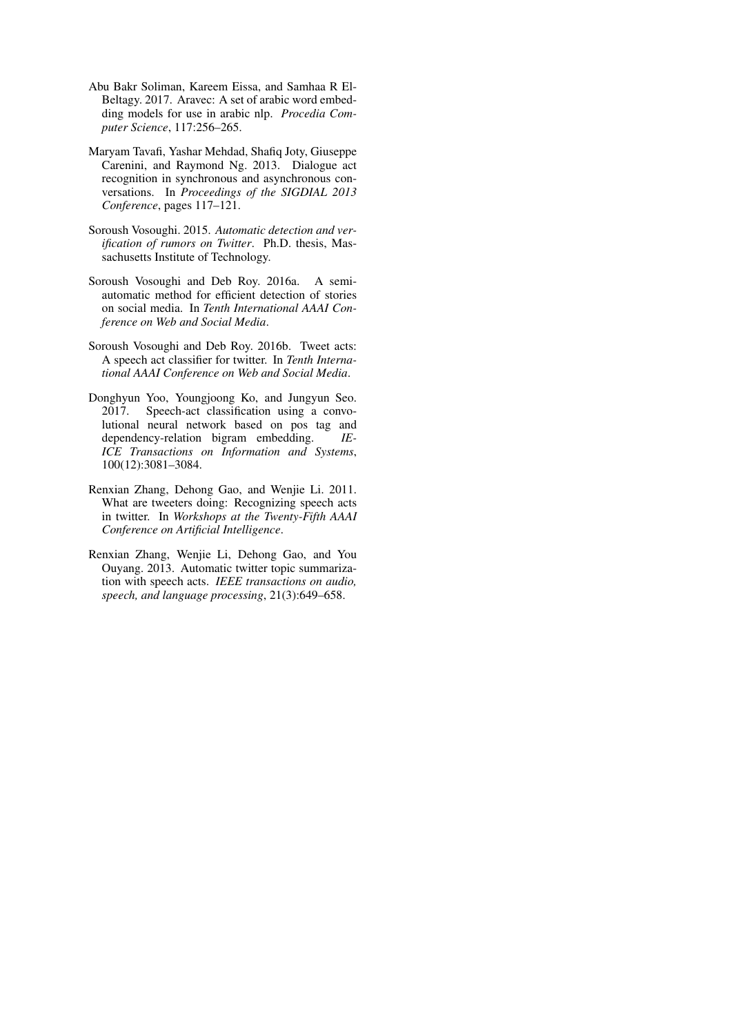Abu Bakr Soliman, Kareem Eissa, and Samhaa R El-Beltagy. 2017. Aravec: A set of arabic word embedding models for use in arabic nlp. *Procedia Computer Science*, 117:256–265.

Maryam Tavafi, Yashar Mehdad, Shafiq Joty, Giuseppe Carenini, and Raymond Ng. 2013. Dialogue act recognition in synchronous and asynchronous conversations. In *Proceedings of the SIGDIAL 2013 Conference*, pages 117–121.

Soroush Vosoughi. 2015. *Automatic detection and verification of rumors on Twitter*. Ph.D. thesis, Massachusetts Institute of Technology.

Soroush Vosoughi and Deb Roy. 2016a. A semi-automatic method for efficient detection of stories on social media. In *Tenth International AAAI Conference on Web and Social Media*.

Soroush Vosoughi and Deb Roy. 2016b. Tweet acts: A speech act classifier for twitter. In *Tenth International AAAI Conference on Web and Social Media*.

Donghyun Yoo, Youngjoong Ko, and Jungyun Seo. 2017. Speech-act classification using a convolutional neural network based on pos tag and dependency-relation bigram embedding. *IEICE Transactions on Information and Systems*, 100(12):3081–3084.

Renxian Zhang, Dehong Gao, and Wenjie Li. 2011. What are tweeters doing: Recognizing speech acts in twitter. In *Workshops at the Twenty-Fifth AAAI Conference on Artificial Intelligence*.

Renxian Zhang, Wenjie Li, Dehong Gao, and You Ouyang. 2013. Automatic twitter topic summarization with speech acts. *IEEE transactions on audio, speech, and language processing*, 21(3):649–658.